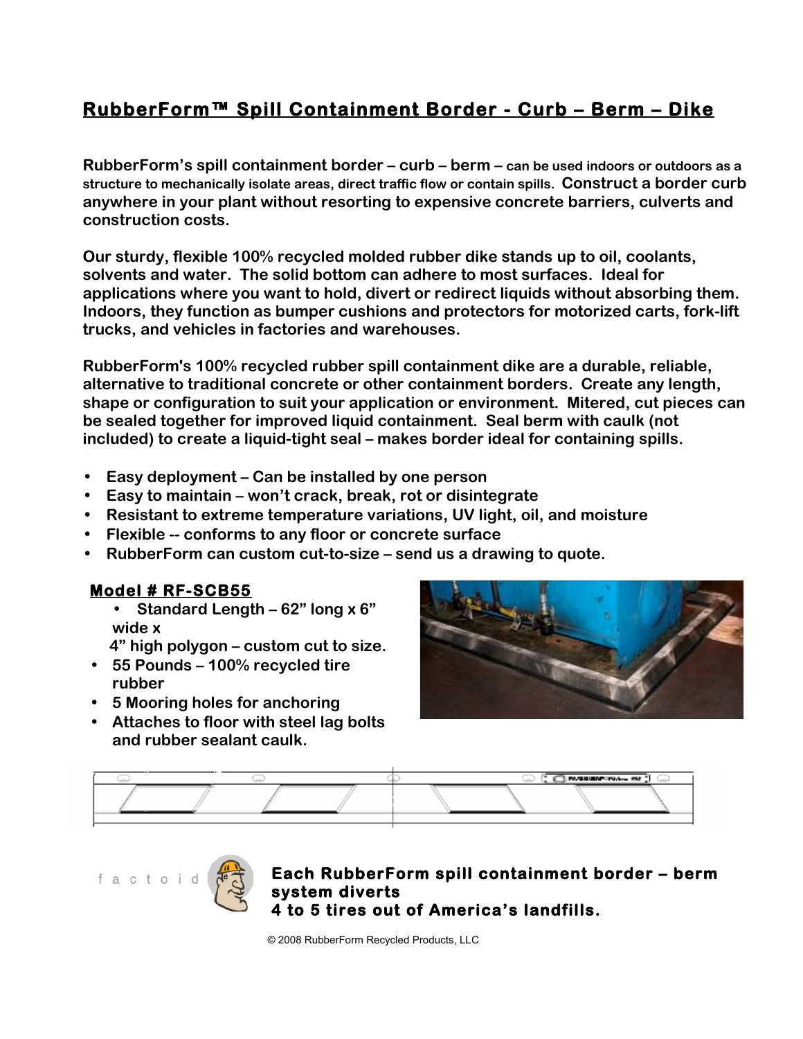# RubberForm™ Spill Containment Border - Curb – Berm – Dike

**RubberForm's spill containment border – curb – berm – can be used indoors or outdoors as a structure to mechanically isolate areas, direct traffic flow or contain spills. Construct a border curb anywhere in your plant without resorting to expensive concrete barriers, culverts and construction costs.**

**Our sturdy, flexible 100% recycled molded rubber dike stands up to oil, coolants, solvents and water. The solid bottom can adhere to most surfaces. Ideal for applications where you want to hold, divert or redirect liquids without absorbing them. Indoors, they function as bumper cushions and protectors for motorized carts, fork-lift trucks, and vehicles in factories and warehouses.**

**RubberForm's 100% recycled rubber spill containment dike are a durable, reliable, alternative to traditional concrete or other containment borders. Create any length, shape or configuration to suit your application or environment. Mitered, cut pieces can be sealed together for improved liquid containment. Seal berm with caulk (not included) to create a liquid-tight seal – makes border ideal for containing spills.**

- **Easy deployment – Can be installed by one person**
- **Easy to maintain – won't crack, break, rot or disintegrate**
- **Resistant to extreme temperature variations, UV light, oil, and moisture**
- **Flexible -- conforms to any floor or concrete surface**
- **RubberForm can custom cut-to-size – send us a drawing to quote.**

## Model # RF-SCB55

- **Standard Length – 62" long x 6" wide x 4" high polygon – custom cut to size.**
- **55 Pounds – 100% recycled tire rubber**
- **5 Mooring holes for anchoring**
- **Attaches to floor with steel lag bolts and rubber sealant caulk.**

factoid

**Each RubberForm spill containment border – berm system diverts 4 to 5 tires out of America's landfills.**

© 2008 RubberForm Recycled Products, LLC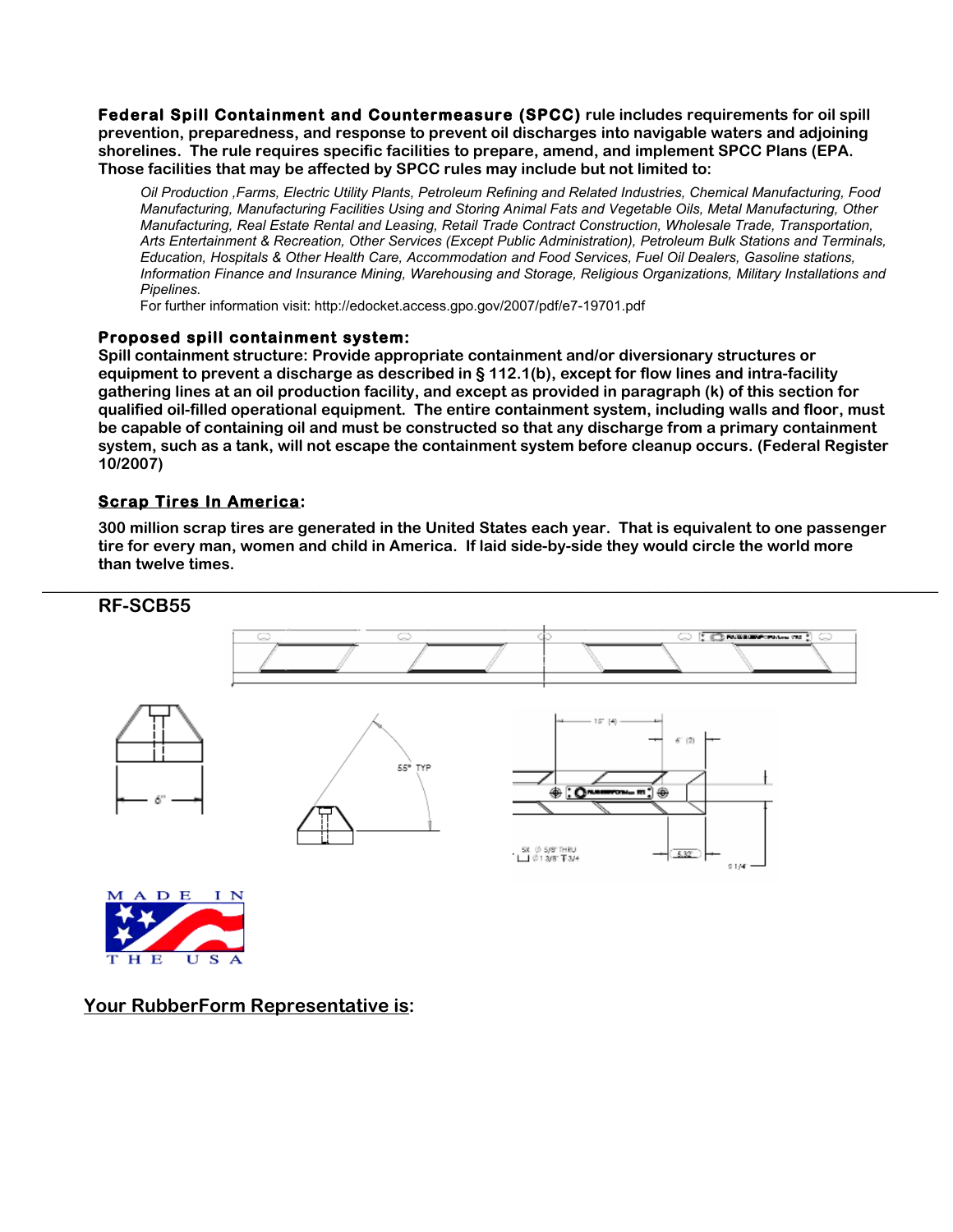**Federal Spill Containment and Countermeasure (SPCC)** rule includes requirements for oil spill prevention, preparedness, and response to prevent oil discharges into navigable waters and adjoining shorelines. The rule requires specific facilities to prepare, amend, and implement SPCC Plans (EPA. Those facilities that may be affected by SPCC rules may include but not limited to:

> *Oil Production ,Farms, Electric Utility Plants, Petroleum Refining and Related Industries, Chemical Manufacturing, Food Manufacturing, Manufacturing Facilities Using and Storing Animal Fats and Vegetable Oils, Metal Manufacturing, Other Manufacturing, Real Estate Rental and Leasing, Retail Trade Contract Construction, Wholesale Trade, Transportation, Arts Entertainment & Recreation, Other Services (Except Public Administration), Petroleum Bulk Stations and Terminals, Education, Hospitals & Other Health Care, Accommodation and Food Services, Fuel Oil Dealers, Gasoline stations, Information Finance and Insurance Mining, Warehousing and Storage, Religious Organizations, Military Installations and Pipelines.*
>
> For further information visit: http://edocket.access.gpo.gov/2007/pdf/e7-19701.pdf

**Proposed spill containment system:**

**Spill containment structure: Provide appropriate containment and/or diversionary structures or equipment to prevent a discharge as described in § 112.1(b), except for flow lines and intra-facility gathering lines at an oil production facility, and except as provided in paragraph (k) of this section for qualified oil-filled operational equipment. The entire containment system, including walls and floor, must be capable of containing oil and must be constructed so that any discharge from a primary containment system, such as a tank, will not escape the containment system before cleanup occurs. (Federal Register 10/2007)**

**<u>Scrap Tires In America</u>:**

**300 million scrap tires are generated in the United States each year. That is equivalent to one passenger tire for every man, women and child in America. If laid side-by-side they would circle the world more than twelve times.**

---

**RF-SCB55**

6"

55° TYP

18" (4)

6" (2)

5X Ø 5/8" THRU
⌴ Ø 1 3/8" T 3/4

5.32

3 1/4

MADE IN THE USA

**<u>Your RubberForm Representative is</u>:**